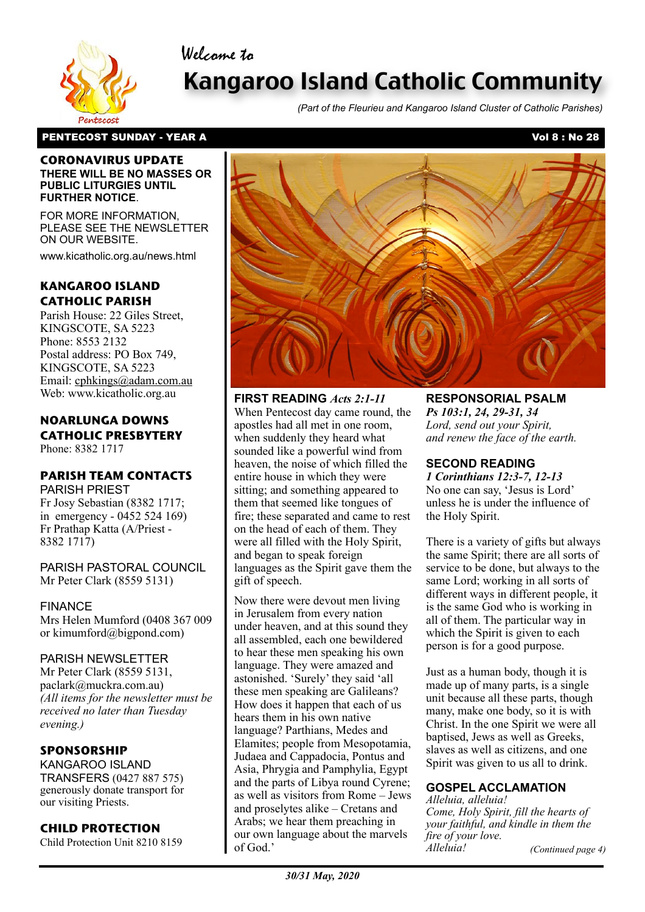Welcome to

# Kangaroo Island Catholic Community

*(Part of the Fleurieu and Kangaroo Island Cluster of Catholic Parishes)*

**PENTECOST SUNDAY - YEAR A** **Vol 8 : No 28**

## CORONAVIRUS UPDATE

**THERE WILL BE NO MASSES OR PUBLIC LITURGIES UNTIL FURTHER NOTICE**.

FOR MORE INFORMATION, PLEASE SEE THE NEWSLETTER ON OUR WEBSITE.

www.kicatholic.org.au/news.html

## KANGAROO ISLAND CATHOLIC PARISH

Parish House: 22 Giles Street, KINGSCOTE, SA 5223
Phone: 8553 2132
Postal address: PO Box 749, KINGSCOTE, SA 5223
Email: cphkings@adam.com.au
Web: www.kicatholic.org.au

## NOARLUNGA DOWNS CATHOLIC PRESBYTERY

Phone: 8382 1717

## PARISH TEAM CONTACTS

PARISH PRIEST
Fr Josy Sebastian (8382 1717; in emergency - 0452 524 169)
Fr Prathap Katta (A/Priest - 8382 1717)

PARISH PASTORAL COUNCIL
Mr Peter Clark (8559 5131)

FINANCE
Mrs Helen Mumford (0408 367 009 or kimumford@bigpond.com)

PARISH NEWSLETTER
Mr Peter Clark (8559 5131, paclark@muckra.com.au)
*(All items for the newsletter must be received no later than Tuesday evening.)*

## SPONSORSHIP

KANGAROO ISLAND TRANSFERS (0427 887 575) generously donate transport for our visiting Priests.

## CHILD PROTECTION

Child Protection Unit 8210 8159

## FIRST READING *Acts 2:1-11*

When Pentecost day came round, the apostles had all met in one room, when suddenly they heard what sounded like a powerful wind from heaven, the noise of which filled the entire house in which they were sitting; and something appeared to them that seemed like tongues of fire; these separated and came to rest on the head of each of them. They were all filled with the Holy Spirit, and began to speak foreign languages as the Spirit gave them the gift of speech.

Now there were devout men living in Jerusalem from every nation under heaven, and at this sound they all assembled, each one bewildered to hear these men speaking his own language. They were amazed and astonished. 'Surely' they said 'all these men speaking are Galileans? How does it happen that each of us hears them in his own native language? Parthians, Medes and Elamites; people from Mesopotamia, Judaea and Cappadocia, Pontus and Asia, Phrygia and Pamphylia, Egypt and the parts of Libya round Cyrene; as well as visitors from Rome – Jews and proselytes alike – Cretans and Arabs; we hear them preaching in our own language about the marvels of God.'

## RESPONSORIAL PSALM

*Ps 103:1, 24, 29-31, 34*

*Lord, send out your Spirit, and renew the face of the earth.*

## SECOND READING

*1 Corinthians 12:3-7, 12-13*

No one can say, 'Jesus is Lord' unless he is under the influence of the Holy Spirit.

There is a variety of gifts but always the same Spirit; there are all sorts of service to be done, but always to the same Lord; working in all sorts of different ways in different people, it is the same God who is working in all of them. The particular way in which the Spirit is given to each person is for a good purpose.

Just as a human body, though it is made up of many parts, is a single unit because all these parts, though many, make one body, so it is with Christ. In the one Spirit we were all baptised, Jews as well as Greeks, slaves as well as citizens, and one Spirit was given to us all to drink.

## GOSPEL ACCLAMATION

*Alleluia, alleluia!*
*Come, Holy Spirit, fill the hearts of your faithful, and kindle in them the fire of your love.*
*Alleluia!*

*(Continued page 4)*

*30/31 May, 2020*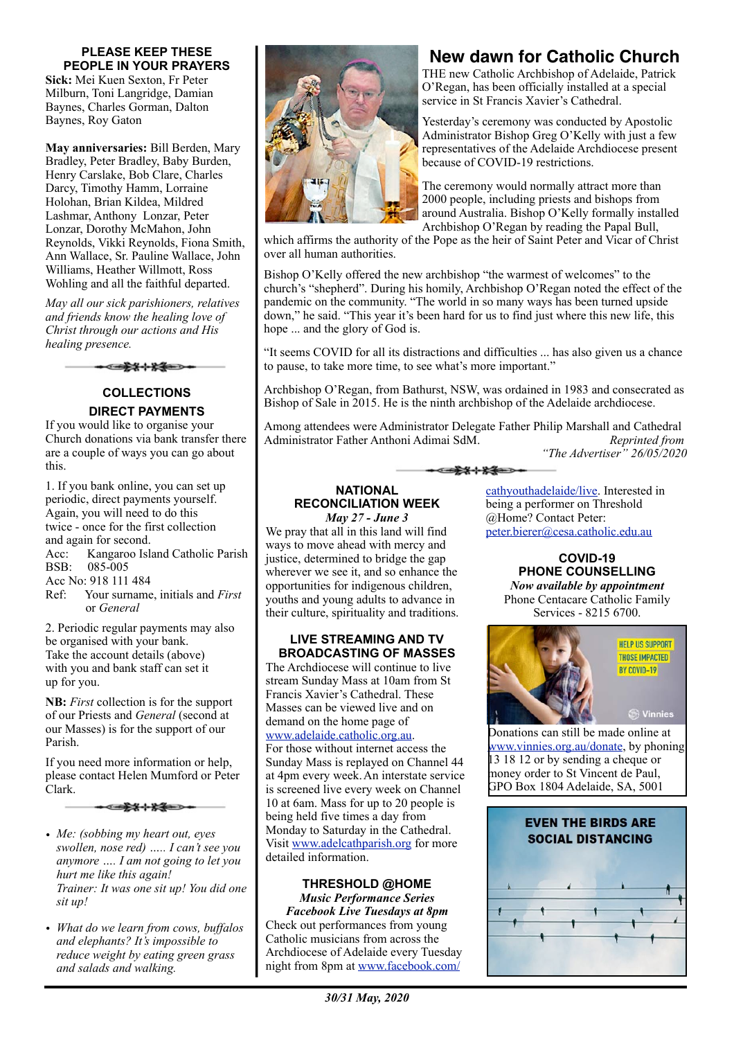## PLEASE KEEP THESE PEOPLE IN YOUR PRAYERS

**Sick:** Mei Kuen Sexton, Fr Peter Milburn, Toni Langridge, Damian Baynes, Charles Gorman, Dalton Baynes, Roy Gaton

**May anniversaries:** Bill Berden, Mary Bradley, Peter Bradley, Baby Burden, Henry Carslake, Bob Clare, Charles Darcy, Timothy Hamm, Lorraine Holohan, Brian Kildea, Mildred Lashmar, Anthony Lonzar, Peter Lonzar, Dorothy McMahon, John Reynolds, Vikki Reynolds, Fiona Smith, Ann Wallace, Sr. Pauline Wallace, John Williams, Heather Willmott, Ross Wohling and all the faithful departed.

*May all our sick parishioners, relatives and friends know the healing love of Christ through our actions and His healing presence.*

## COLLECTIONS

### DIRECT PAYMENTS

If you would like to organise your Church donations via bank transfer there are a couple of ways you can go about this.

1. If you bank online, you can set up periodic, direct payments yourself. Again, you will need to do this twice - once for the first collection and again for second.
   Acc: Kangaroo Island Catholic Parish
   BSB: 085-005
   Acc No: 918 111 484
   Ref: Your surname, initials and *First* or *General*

2. Periodic regular payments may also be organised with your bank. Take the account details (above) with you and bank staff can set it up for you.

**NB:** *First* collection is for the support of our Priests and *General* (second at our Masses) is for the support of our Parish.

If you need more information or help, please contact Helen Mumford or Peter Clark.

- *Me: (sobbing my heart out, eyes swollen, nose red) ..... I can't see you anymore .... I am not going to let you hurt me like this again!*
  *Trainer: It was one sit up! You did one sit up!*
- *What do we learn from cows, buffalos and elephants? It's impossible to reduce weight by eating green grass and salads and walking.*

# New dawn for Catholic Church

THE new Catholic Archbishop of Adelaide, Patrick O'Regan, has been officially installed at a special service in St Francis Xavier's Cathedral.

Yesterday's ceremony was conducted by Apostolic Administrator Bishop Greg O'Kelly with just a few representatives of the Adelaide Archdiocese present because of COVID-19 restrictions.

The ceremony would normally attract more than 2000 people, including priests and bishops from around Australia. Bishop O'Kelly formally installed Archbishop O'Regan by reading the Papal Bull, which affirms the authority of the Pope as the heir of Saint Peter and Vicar of Christ over all human authorities.

Bishop O'Kelly offered the new archbishop "the warmest of welcomes" to the church's "shepherd". During his homily, Archbishop O'Regan noted the effect of the pandemic on the community. "The world in so many ways has been turned upside down," he said. "This year it's been hard for us to find just where this new life, this hope ... and the glory of God is.

"It seems COVID for all its distractions and difficulties ... has also given us a chance to pause, to take more time, to see what's more important."

Archbishop O'Regan, from Bathurst, NSW, was ordained in 1983 and consecrated as Bishop of Sale in 2015. He is the ninth archbishop of the Adelaide archdiocese.

Among attendees were Administrator Delegate Father Philip Marshall and Cathedral Administrator Father Anthoni Adimai SdM.

*Reprinted from "The Advertiser" 26/05/2020*

## NATIONAL RECONCILIATION WEEK

*May 27 - June 3*

We pray that all in this land will find ways to move ahead with mercy and justice, determined to bridge the gap wherever we see it, and so enhance the opportunities for indigenous children, youths and young adults to advance in their culture, spirituality and traditions.

## LIVE STREAMING AND TV BROADCASTING OF MASSES

The Archdiocese will continue to live stream Sunday Mass at 10am from St Francis Xavier's Cathedral. These Masses can be viewed live and on demand on the home page of www.adelaide.catholic.org.au.

For those without internet access the Sunday Mass is replayed on Channel 44 at 4pm every week. An interstate service is screened live every week on Channel 10 at 6am. Mass for up to 20 people is being held five times a day from Monday to Saturday in the Cathedral. Visit www.adelcathparish.org for more detailed information.

## THRESHOLD @HOME

***Music Performance Series***
***Facebook Live Tuesdays at 8pm***

Check out performances from young Catholic musicians from across the Archdiocese of Adelaide every Tuesday night from 8pm at www.facebook.com/cathyouthadelaide/live. Interested in being a performer on Threshold @Home? Contact Peter: peter.bierer@cesa.catholic.edu.au

## COVID-19 PHONE COUNSELLING

***Now available by appointment***

Phone Centacare Catholic Family Services - 8215 6700.

HELP US SUPPORT THOSE IMPACTED BY COVID-19 — Vinnies

Donations can still be made online at www.vinnies.org.au/donate, by phoning 13 18 12 or by sending a cheque or money order to St Vincent de Paul, GPO Box 1804 Adelaide, SA, 5001

**EVEN THE BIRDS ARE SOCIAL DISTANCING**

*30/31 May, 2020*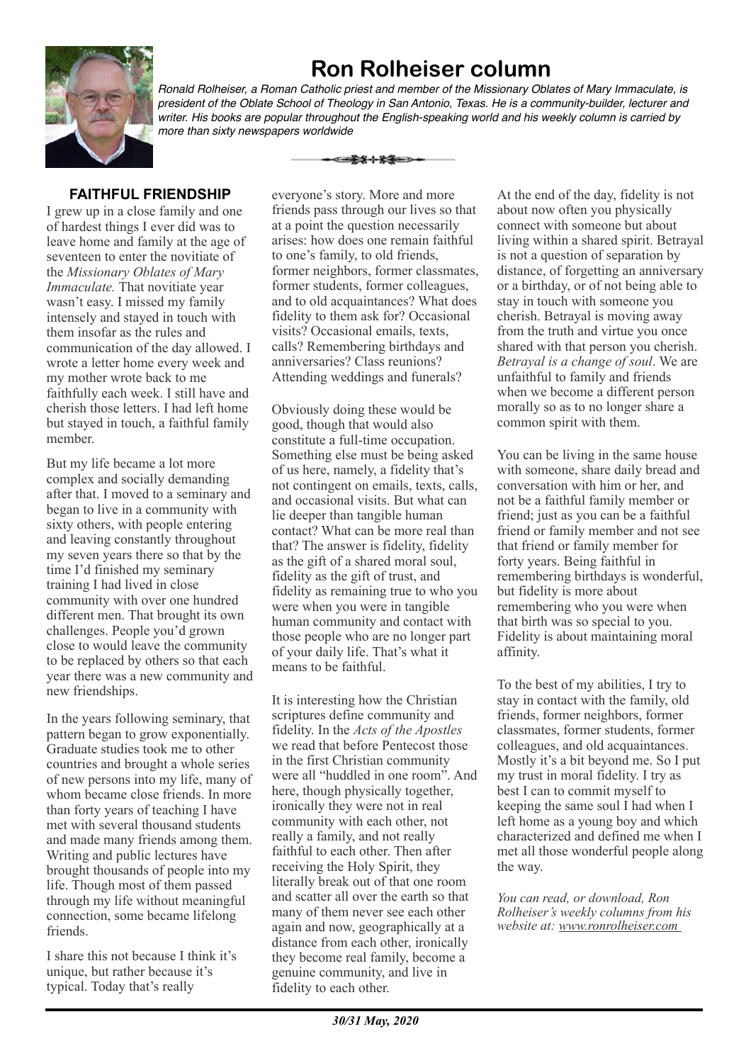# Ron Rolheiser column

*Ronald Rolheiser, a Roman Catholic priest and member of the Missionary Oblates of Mary Immaculate, is president of the Oblate School of Theology in San Antonio, Texas. He is a community-builder, lecturer and writer. His books are popular throughout the English-speaking world and his weekly column is carried by more than sixty newspapers worldwide*

## FAITHFUL FRIENDSHIP

I grew up in a close family and one of hardest things I ever did was to leave home and family at the age of seventeen to enter the novitiate of the *Missionary Oblates of Mary Immaculate.* That novitiate year wasn't easy. I missed my family intensely and stayed in touch with them insofar as the rules and communication of the day allowed. I wrote a letter home every week and my mother wrote back to me faithfully each week. I still have and cherish those letters. I had left home but stayed in touch, a faithful family member.

But my life became a lot more complex and socially demanding after that. I moved to a seminary and began to live in a community with sixty others, with people entering and leaving constantly throughout my seven years there so that by the time I'd finished my seminary training I had lived in close community with over one hundred different men. That brought its own challenges. People you'd grown close to would leave the community to be replaced by others so that each year there was a new community and new friendships.

In the years following seminary, that pattern began to grow exponentially. Graduate studies took me to other countries and brought a whole series of new persons into my life, many of whom became close friends. In more than forty years of teaching I have met with several thousand students and made many friends among them. Writing and public lectures have brought thousands of people into my life. Though most of them passed through my life without meaningful connection, some became lifelong friends.

I share this not because I think it's unique, but rather because it's typical. Today that's really everyone's story. More and more friends pass through our lives so that at a point the question necessarily arises: how does one remain faithful to one's family, to old friends, former neighbors, former classmates, former students, former colleagues, and to old acquaintances? What does fidelity to them ask for? Occasional visits? Occasional emails, texts, calls? Remembering birthdays and anniversaries? Class reunions? Attending weddings and funerals?

Obviously doing these would be good, though that would also constitute a full-time occupation. Something else must be being asked of us here, namely, a fidelity that's not contingent on emails, texts, calls, and occasional visits. But what can lie deeper than tangible human contact? What can be more real than that? The answer is fidelity, fidelity as the gift of a shared moral soul, fidelity as the gift of trust, and fidelity as remaining true to who you were when you were in tangible human community and contact with those people who are no longer part of your daily life. That's what it means to be faithful.

It is interesting how the Christian scriptures define community and fidelity. In the *Acts of the Apostles* we read that before Pentecost those in the first Christian community were all "huddled in one room". And here, though physically together, ironically they were not in real community with each other, not really a family, and not really faithful to each other. Then after receiving the Holy Spirit, they literally break out of that one room and scatter all over the earth so that many of them never see each other again and now, geographically at a distance from each other, ironically they become real family, become a genuine community, and live in fidelity to each other.

At the end of the day, fidelity is not about now often you physically connect with someone but about living within a shared spirit. Betrayal is not a question of separation by distance, of forgetting an anniversary or a birthday, or of not being able to stay in touch with someone you cherish. Betrayal is moving away from the truth and virtue you once shared with that person you cherish. *Betrayal is a change of soul*. We are unfaithful to family and friends when we become a different person morally so as to no longer share a common spirit with them.

You can be living in the same house with someone, share daily bread and conversation with him or her, and not be a faithful family member or friend; just as you can be a faithful friend or family member and not see that friend or family member for forty years. Being faithful in remembering birthdays is wonderful, but fidelity is more about remembering who you were when that birth was so special to you. Fidelity is about maintaining moral affinity.

To the best of my abilities, I try to stay in contact with the family, old friends, former neighbors, former classmates, former students, former colleagues, and old acquaintances. Mostly it's a bit beyond me. So I put my trust in moral fidelity. I try as best I can to commit myself to keeping the same soul I had when I left home as a young boy and which characterized and defined me when I met all those wonderful people along the way.

*You can read, or download, Ron Rolheiser's weekly columns from his website at: www.ronrolheiser.com*

*30/31 May, 2020*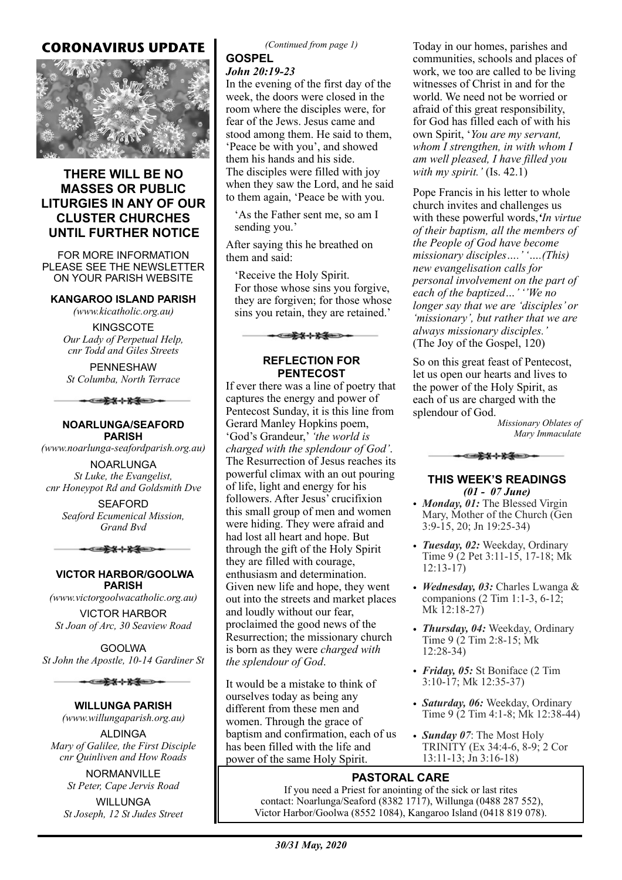## CORONAVIRUS UPDATE

### THERE WILL BE NO MASSES OR PUBLIC LITURGIES IN ANY OF OUR CLUSTER CHURCHES UNTIL FURTHER NOTICE

FOR MORE INFORMATION PLEASE SEE THE NEWSLETTER ON YOUR PARISH WEBSITE

**KANGAROO ISLAND PARISH**
*(www.kicatholic.org.au)*

KINGSCOTE
*Our Lady of Perpetual Help, cnr Todd and Giles Streets*

PENNESHAW
*St Columba, North Terrace*

**NOARLUNGA/SEAFORD PARISH**
*(www.noarlunga-seafordparish.org.au)*

NOARLUNGA
*St Luke, the Evangelist, cnr Honeypot Rd and Goldsmith Dve*

SEAFORD
*Seaford Ecumenical Mission, Grand Bvd*

**VICTOR HARBOR/GOOLWA PARISH**
*(www.victorgoolwacatholic.org.au)*

VICTOR HARBOR
*St Joan of Arc, 30 Seaview Road*

GOOLWA
*St John the Apostle, 10-14 Gardiner St*

**WILLUNGA PARISH**
*(www.willungaparish.org.au)*

ALDINGA
*Mary of Galilee, the First Disciple cnr Quinliven and How Roads*

NORMANVILLE
*St Peter, Cape Jervis Road*

WILLUNGA
*St Joseph, 12 St Judes Street*

*(Continued from page 1)*

### GOSPEL

***John 20:19-23***

In the evening of the first day of the week, the doors were closed in the room where the disciples were, for fear of the Jews. Jesus came and stood among them. He said to them, 'Peace be with you', and showed them his hands and his side.
The disciples were filled with joy when they saw the Lord, and he said to them again, 'Peace be with you.

'As the Father sent me, so am I sending you.'

After saying this he breathed on them and said:

'Receive the Holy Spirit.
For those whose sins you forgive, they are forgiven; for those whose sins you retain, they are retained.'

### REFLECTION FOR PENTECOST

If ever there was a line of poetry that captures the energy and power of Pentecost Sunday, it is this line from Gerard Manley Hopkins poem, 'God's Grandeur,' *'the world is charged with the splendour of God'*. The Resurrection of Jesus reaches its powerful climax with an out pouring of life, light and energy for his followers. After Jesus' crucifixion this small group of men and women were hiding. They were afraid and had lost all heart and hope. But through the gift of the Holy Spirit they are filled with courage, enthusiasm and determination. Given new life and hope, they went out into the streets and market places and loudly without our fear, proclaimed the good news of the Resurrection; the missionary church is born as they were *charged with the splendour of God*.

It would be a mistake to think of ourselves today as being any different from these men and women. Through the grace of baptism and confirmation, each of us has been filled with the life and power of the same Holy Spirit.

Today in our homes, parishes and communities, schools and places of work, we too are called to be living witnesses of Christ in and for the world. We need not be worried or afraid of this great responsibility, for God has filled each of with his own Spirit, '*You are my servant, whom I strengthen, in with whom I am well pleased, I have filled you with my spirit.'* (Is. 42.1)

Pope Francis in his letter to whole church invites and challenges us with these powerful words,*'In virtue of their baptism, all the members of the People of God have become missionary disciples….' '….(This) new evangelisation calls for personal involvement on the part of each of the baptized…' ''We no longer say that we are 'disciples' or 'missionary', but rather that we are always missionary disciples.'*
(The Joy of the Gospel, 120)

So on this great feast of Pentecost, let us open our hearts and lives to the power of the Holy Spirit, as each of us are charged with the splendour of God.

*Missionary Oblates of Mary Immaculate*

### THIS WEEK'S READINGS

*(01 - 07 June)*

- ***Monday, 01:*** The Blessed Virgin Mary, Mother of the Church (Gen 3:9-15, 20; Jn 19:25-34)
- ***Tuesday, 02:*** Weekday, Ordinary Time 9 (2 Pet 3:11-15, 17-18; Mk 12:13-17)
- ***Wednesday, 03:*** Charles Lwanga & companions (2 Tim 1:1-3, 6-12; Mk 12:18-27)
- ***Thursday, 04:*** Weekday, Ordinary Time 9 (2 Tim 2:8-15; Mk 12:28-34)
- ***Friday, 05:*** St Boniface (2 Tim 3:10-17; Mk 12:35-37)
- ***Saturday, 06:*** Weekday, Ordinary Time 9 (2 Tim 4:1-8; Mk 12:38-44)
- ***Sunday 07***: The Most Holy TRINITY (Ex 34:4-6, 8-9; 2 Cor 13:11-13; Jn 3:16-18)

### PASTORAL CARE

If you need a Priest for anointing of the sick or last rites contact: Noarlunga/Seaford (8382 1717), Willunga (0488 287 552), Victor Harbor/Goolwa (8552 1084), Kangaroo Island (0418 819 078).

*30/31 May, 2020*